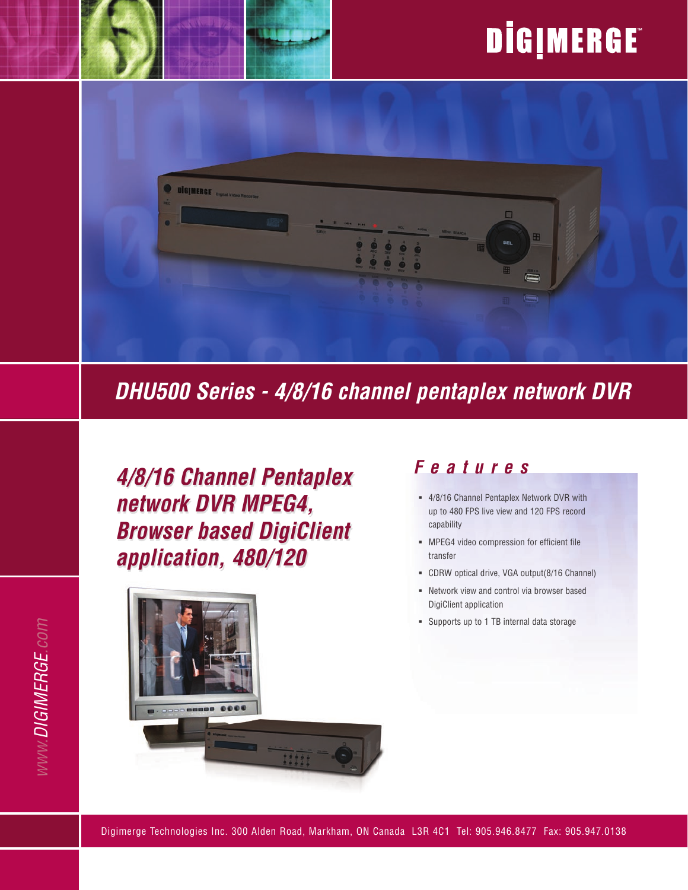DIGIMERGE

# DHU500 Series - 4/8/16 channel pentaplex network DVR

## 4/8/16 Channel Pentaplex network DVR MPEG4, Browser based DigiClient application, 480/120

### Features

- 4/8/16 Channel Pentaplex Network DVR with up to 480 FPS live view and 120 FPS record capability
- MPEG4 video compression for efficient file transfer
- CDRW optical drive, VGA output(8/16 Channel)
- Network view and control via browser based DigiClient application
- Supports up to 1 TB internal data storage

www.DIGIMERGE.com

Digimerge Technologies Inc. 300 Alden Road, Markham, ON Canada L3R 4C1 Tel: 905.946.8477 Fax: 905.947.0138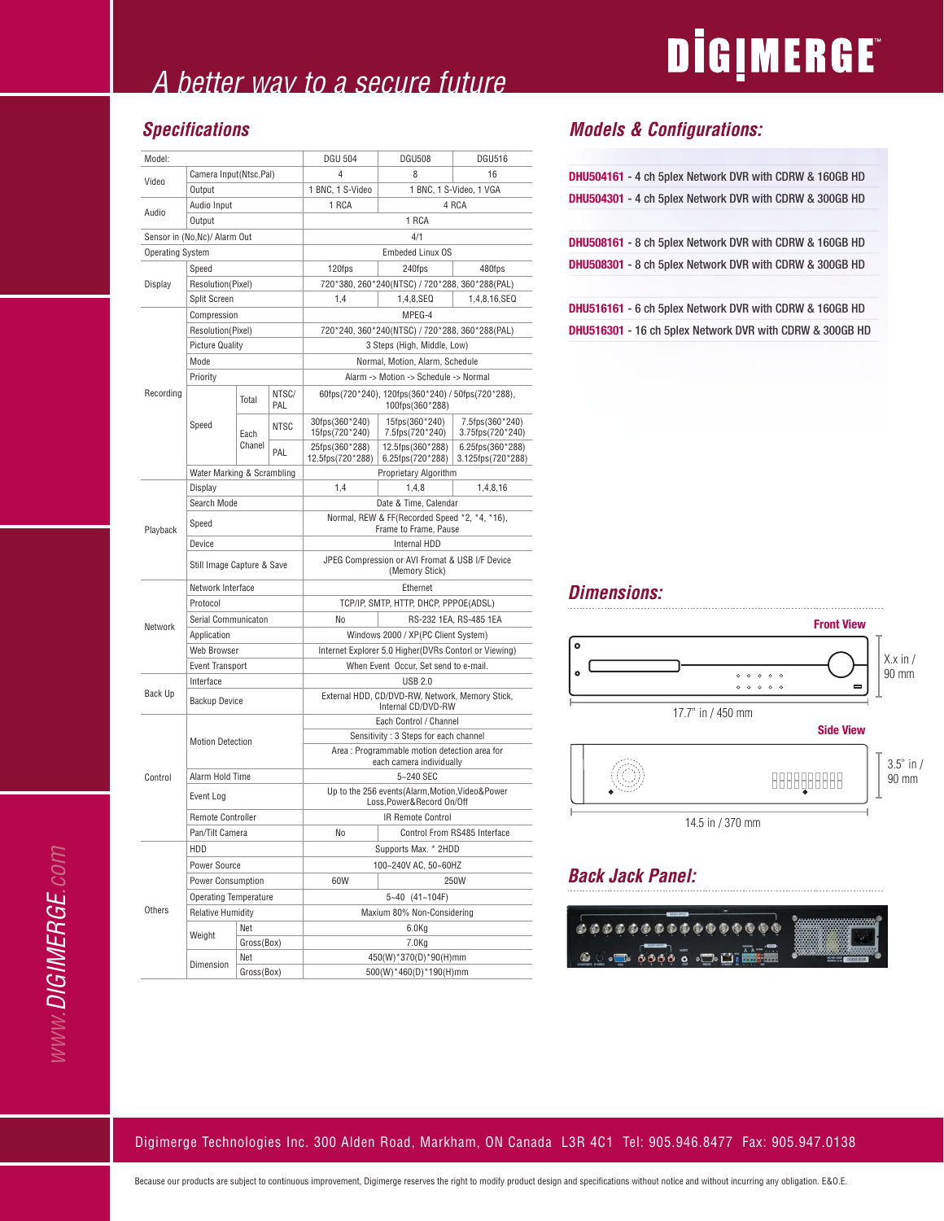# A better way to a secure future

## Specifications

| Model: | | | | DGU 504 | DGU508 | DGU516 |
|---|---|---|---|---|---|---|
| Video | Camera Input(Ntsc,Pal) | | | 4 | 8 | 16 |
| | Output | | | 1 BNC, 1 S-Video | 1 BNC, 1 S-Video, 1 VGA | |
| Audio | Audio Input | | | 1 RCA | 4 RCA | |
| | Output | | | 1 RCA | | |
| Sensor in (No,Nc)/ Alarm Out | | | | 4/1 | | |
| Operating System | | | | Embeded Linux OS | | |
| Display | Speed | | | 120fps | 240fps | 480fps |
| | Resolution(Pixel) | | | 720*380, 260*240(NTSC) / 720*288, 360*288(PAL) | | |
| | Split Screen | | | 1,4 | 1,4,8,SEQ | 1,4,8,16,SEQ |
| Recording | Compression | | | MPEG-4 | | |
| | Resolution(Pixel) | | | 720*240, 360*240(NTSC) / 720*288, 360*288(PAL) | | |
| | Picture Quality | | | 3 Steps (High, Middle, Low) | | |
| | Mode | | | Normal, Motion, Alarm, Schedule | | |
| | Priority | | | Alarm -> Motion -> Schedule -> Normal | | |
| | Speed | Total | NTSC/ PAL | 60fps(720*240), 120fps(360*240) / 50fps(720*288), 100fps(360*288) | | |
| | | Each Chanel | NTSC | 30fps(360*240) 15fps(720*240) | 15fps(360*240) 7.5fps(720*240) | 7.5fps(360*240) 3.75fps(720*240) |
| | | | PAL | 25fps(360*288) 12.5fps(720*288) | 12.5fps(360*288) 6.25fps(720*288) | 6.25fps(360*288) 3.125fps(720*288) |
| | Water Marking & Scrambling | | | Proprietary Algorithm | | |
| Playback | Display | | | 1,4 | 1,4,8 | 1,4,8,16 |
| | Search Mode | | | Date & Time, Calendar | | |
| | Speed | | | Normal, REW & FF(Recorded Speed *2, *4, *16), Frame to Frame, Pause | | |
| | Device | | | Internal HDD | | |
| | Still Image Capture & Save | | | JPEG Compression or AVI Fromat & USB I/F Device (Memory Stick) | | |
| Network | Network Interface | | | Ethernet | | |
| | Protocol | | | TCP/IP, SMTP, HTTP, DHCP, PPPOE(ADSL) | | |
| | Serial Communicaton | | | No | RS-232 1EA, RS-485 1EA | |
| | Application | | | Windows 2000 / XP(PC Client System) | | |
| | Web Browser | | | Internet Explorer 5.0 Higher(DVRs Contorl or Viewing) | | |
| | Event Transport | | | When Event Occur, Set send to e-mail. | | |
| Back Up | Interface | | | USB 2.0 | | |
| | Backup Device | | | External HDD, CD/DVD-RW, Network, Memory Stick, Internal CD/DVD-RW | | |
| Control | Motion Detection | | | Each Control / Channel | | |
| | | | | Sensitivity : 3 Steps for each channel | | |
| | | | | Area : Programmable motion detection area for each camera individually | | |
| | Alarm Hold Time | | | 5~240 SEC | | |
| | Event Log | | | Up to the 256 events(Alarm,Motion,Video&Power Loss,Power&Record On/Off | | |
| | Remote Controller | | | IR Remote Control | | |
| | Pan/Tilt Camera | | | No | Control From RS485 Interface | |
| Others | HDD | | | Supports Max. * 2HDD | | |
| | Power Source | | | 100~240V AC, 50~60HZ | | |
| | Power Consumption | | | 60W | 250W | |
| | Operating Temperature | | | 5~40 (41~104F) | | |
| | Relative Humidity | | | Maxium 80% Non-Considering | | |
| | Weight | Net | | 6.0Kg | | |
| | | Gross(Box) | | 7.0Kg | | |
| | Dimension | Net | | 450(W)*370(D)*90(H)mm | | |
| | | Gross(Box) | | 500(W)*460(D)*190(H)mm | | |

## Models & Configurations:

**DHU504161** - 4 ch 5plex Network DVR with CDRW & 160GB HD
**DHU504301** - 4 ch 5plex Network DVR with CDRW & 300GB HD

**DHU508161** - 8 ch 5plex Network DVR with CDRW & 160GB HD
**DHU508301** - 8 ch 5plex Network DVR with CDRW & 300GB HD

**DHU516161** - 6 ch 5plex Network DVR with CDRW & 160GB HD
**DHU516301** - 16 ch 5plex Network DVR with CDRW & 300GB HD

## Dimensions:

Front View

X.x in / 90 mm

17.7" in / 450 mm

Side View

3.5" in / 90 mm

14.5 in / 370 mm

## Back Jack Panel:

www.DIGIMERGE.com

Digimerge Technologies Inc. 300 Alden Road, Markham, ON Canada L3R 4C1 Tel: 905.946.8477 Fax: 905.947.0138

Because our products are subject to continuous improvement, Digimerge reserves the right to modify product design and specifications without notice and without incurring any obligation. E&O.E.